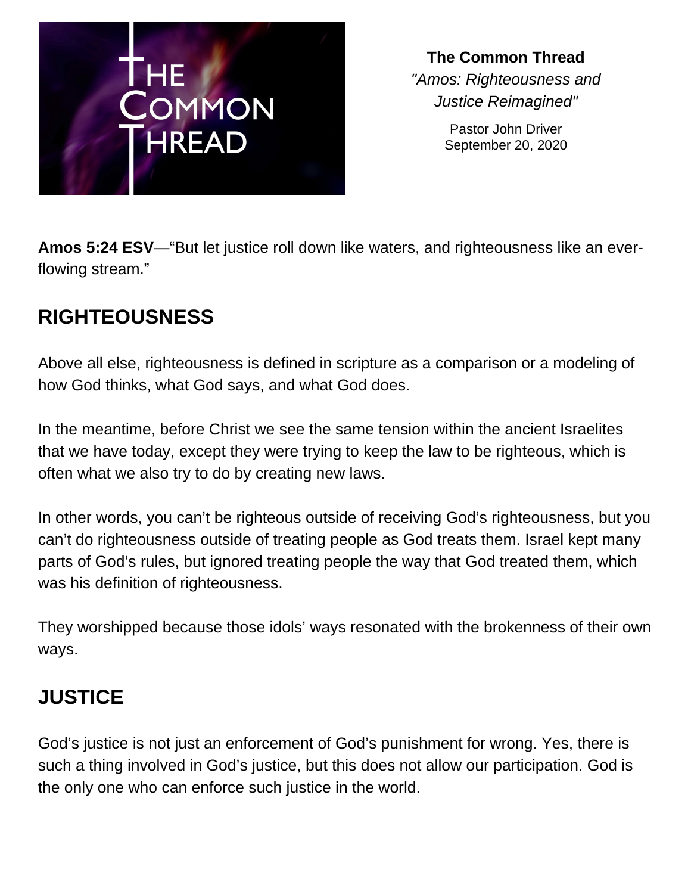**The Common Thread**

*"Amos: Righteousness and Justice Reimagined"*

Pastor John Driver
September 20, 2020

**Amos 5:24 ESV**—"But let justice roll down like waters, and righteousness like an ever-flowing stream."

## RIGHTEOUSNESS

Above all else, righteousness is defined in scripture as a comparison or a modeling of how God thinks, what God says, and what God does.

In the meantime, before Christ we see the same tension within the ancient Israelites that we have today, except they were trying to keep the law to be righteous, which is often what we also try to do by creating new laws.

In other words, you can't be righteous outside of receiving God's righteousness, but you can't do righteousness outside of treating people as God treats them. Israel kept many parts of God's rules, but ignored treating people the way that God treated them, which was his definition of righteousness.

They worshipped because those idols' ways resonated with the brokenness of their own ways.

## JUSTICE

God's justice is not just an enforcement of God's punishment for wrong. Yes, there is such a thing involved in God's justice, but this does not allow our participation. God is the only one who can enforce such justice in the world.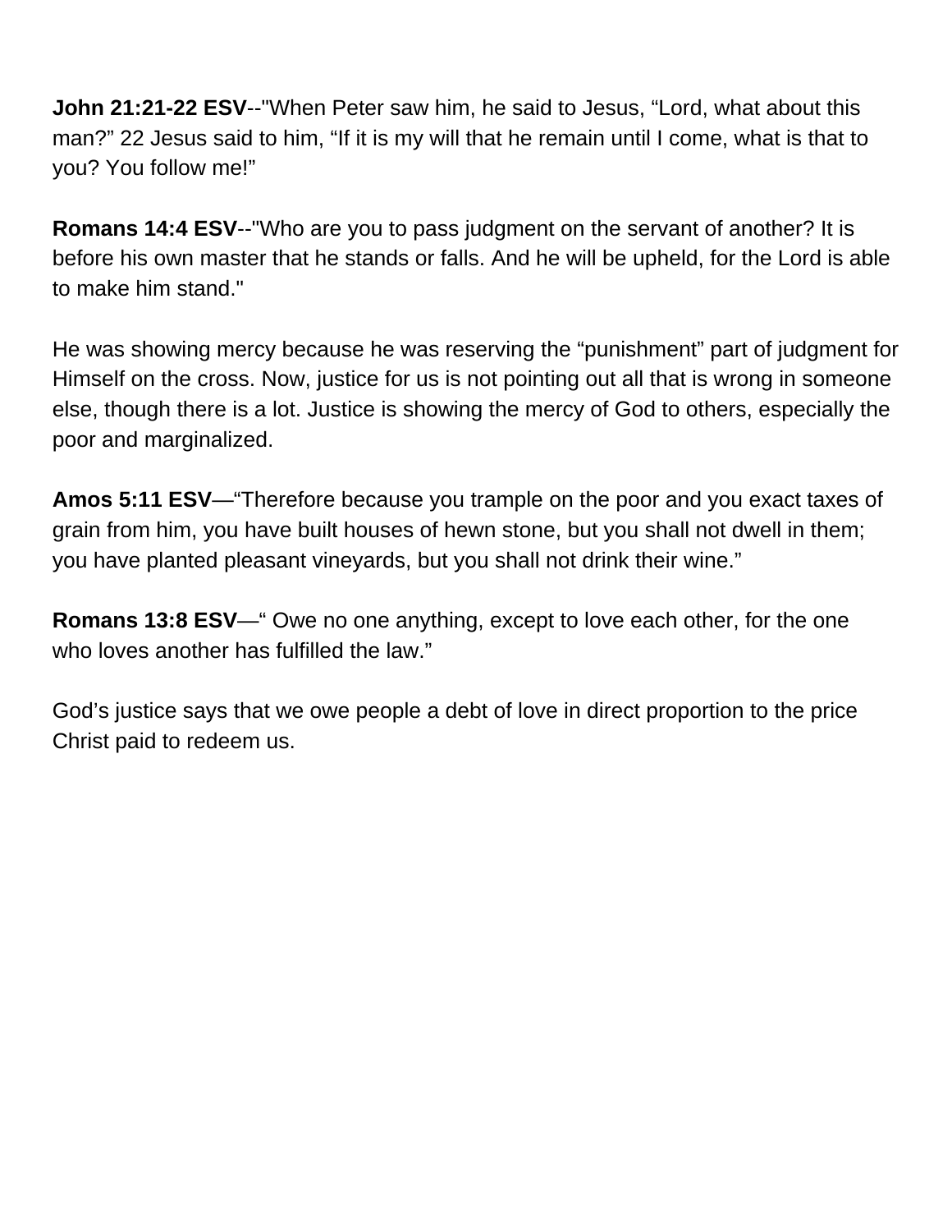**John 21:21-22 ESV**--"When Peter saw him, he said to Jesus, "Lord, what about this man?" 22 Jesus said to him, "If it is my will that he remain until I come, what is that to you? You follow me!"

**Romans 14:4 ESV**--"Who are you to pass judgment on the servant of another? It is before his own master that he stands or falls. And he will be upheld, for the Lord is able to make him stand."

He was showing mercy because he was reserving the "punishment" part of judgment for Himself on the cross. Now, justice for us is not pointing out all that is wrong in someone else, though there is a lot. Justice is showing the mercy of God to others, especially the poor and marginalized.

**Amos 5:11 ESV**—"Therefore because you trample on the poor and you exact taxes of grain from him, you have built houses of hewn stone, but you shall not dwell in them; you have planted pleasant vineyards, but you shall not drink their wine."

**Romans 13:8 ESV**—" Owe no one anything, except to love each other, for the one who loves another has fulfilled the law."

God's justice says that we owe people a debt of love in direct proportion to the price Christ paid to redeem us.